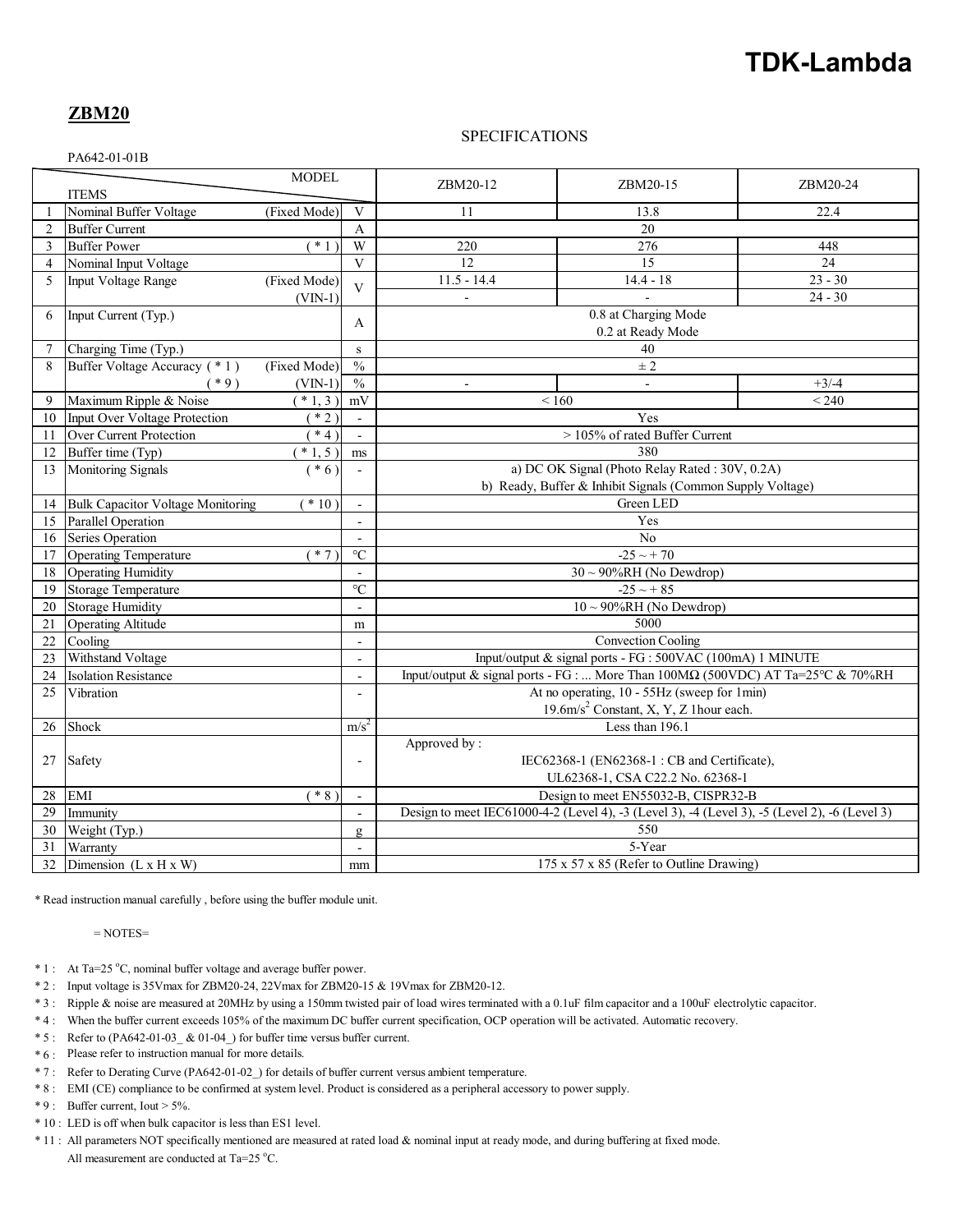# TDK-Lambda

## ZBM20

SPECIFICATIONS

PA642-01-01B

| | ITEMS | | Unit | ZBM20-12 | ZBM20-15 | ZBM20-24 |
|---|---|---|---|---|---|---|
| 1 | Nominal Buffer Voltage | (Fixed Mode) | V | 11 | 13.8 | 22.4 |
| 2 | Buffer Current | | A | 20 | | |
| 3 | Buffer Power | ( * 1 ) | W | 220 | 276 | 448 |
| 4 | Nominal Input Voltage | | V | 12 | 15 | 24 |
| 5 | Input Voltage Range | (Fixed Mode) | V | 11.5 - 14.4 | 14.4 - 18 | 23 - 30 |
| | | (VIN-1) | | - | - | 24 - 30 |
| 6 | Input Current (Typ.) | | A | 0.8 at Charging Mode<br>0.2 at Ready Mode | | |
| 7 | Charging Time (Typ.) | | s | 40 | | |
| 8 | Buffer Voltage Accuracy ( * 1 ) | (Fixed Mode) | % | ± 2 | | |
| | ( * 9 ) | (VIN-1) | % | - | - | +3/-4 |
| 9 | Maximum Ripple & Noise | ( * 1, 3 ) | mV | < 160 | | < 240 |
| 10 | Input Over Voltage Protection | ( * 2 ) | - | Yes | | |
| 11 | Over Current Protection | ( * 4 ) | - | > 105% of rated Buffer Current | | |
| 12 | Buffer time (Typ) | ( * 1, 5 ) | ms | 380 | | |
| 13 | Monitoring Signals | ( * 6 ) | - | a) DC OK Signal (Photo Relay Rated : 30V, 0.2A)<br>b) Ready, Buffer & Inhibit Signals (Common Supply Voltage) | | |
| 14 | Bulk Capacitor Voltage Monitoring | ( * 10 ) | - | Green LED | | |
| 15 | Parallel Operation | | - | Yes | | |
| 16 | Series Operation | | - | No | | |
| 17 | Operating Temperature | ( * 7 ) | ℃ | -25 ~ + 70 | | |
| 18 | Operating Humidity | | - | 30 ~ 90%RH (No Dewdrop) | | |
| 19 | Storage Temperature | | ℃ | -25 ~ + 85 | | |
| 20 | Storage Humidity | | - | 10 ~ 90%RH (No Dewdrop) | | |
| 21 | Operating Altitude | | m | 5000 | | |
| 22 | Cooling | | - | Convection Cooling | | |
| 23 | Withstand Voltage | | - | Input/output & signal ports - FG : 500VAC (100mA) 1 MINUTE | | |
| 24 | Isolation Resistance | | - | Input/output & signal ports - FG : ... More Than 100MΩ (500VDC) AT Ta=25°C & 70%RH | | |
| 25 | Vibration | | - | At no operating, 10 - 55Hz (sweep for 1min)<br>19.6m/s$^2$ Constant, X, Y, Z 1hour each. | | |
| 26 | Shock | | m/s$^2$ | Less than 196.1 | | |
| 27 | Safety | | - | Approved by :<br>IEC62368-1 (EN62368-1 : CB and Certificate),<br>UL62368-1, CSA C22.2 No. 62368-1 | | |
| 28 | EMI | ( * 8 ) | - | Design to meet EN55032-B, CISPR32-B | | |
| 29 | Immunity | | - | Design to meet IEC61000-4-2 (Level 4), -3 (Level 3), -4 (Level 3), -5 (Level 2), -6 (Level 3) | | |
| 30 | Weight (Typ.) | | g | 550 | | |
| 31 | Warranty | | - | 5-Year | | |
| 32 | Dimension (L x H x W) | | mm | 175 x 57 x 85 (Refer to Outline Drawing) | | |

* Read instruction manual carefully , before using the buffer module unit.

= NOTES=

* 1 : At Ta=25 °C, nominal buffer voltage and average buffer power.
* 2 : Input voltage is 35Vmax for ZBM20-24, 22Vmax for ZBM20-15 & 19Vmax for ZBM20-12.
* 3 : Ripple & noise are measured at 20MHz by using a 150mm twisted pair of load wires terminated with a 0.1uF film capacitor and a 100uF electrolytic capacitor.
* 4 : When the buffer current exceeds 105% of the maximum DC buffer current specification, OCP operation will be activated. Automatic recovery.
* 5 : Refer to (PA642-01-03_ & 01-04_) for buffer time versus buffer current.
* 6 : Please refer to instruction manual for more details.
* 7 : Refer to Derating Curve (PA642-01-02_) for details of buffer current versus ambient temperature.
* 8 : EMI (CE) compliance to be confirmed at system level. Product is considered as a peripheral accessory to power supply.
* 9 : Buffer current, Iout > 5%.
* 10 : LED is off when bulk capacitor is less than ES1 level.
* 11 : All parameters NOT specifically mentioned are measured at rated load & nominal input at ready mode, and during buffering at fixed mode. All measurement are conducted at Ta=25 °C.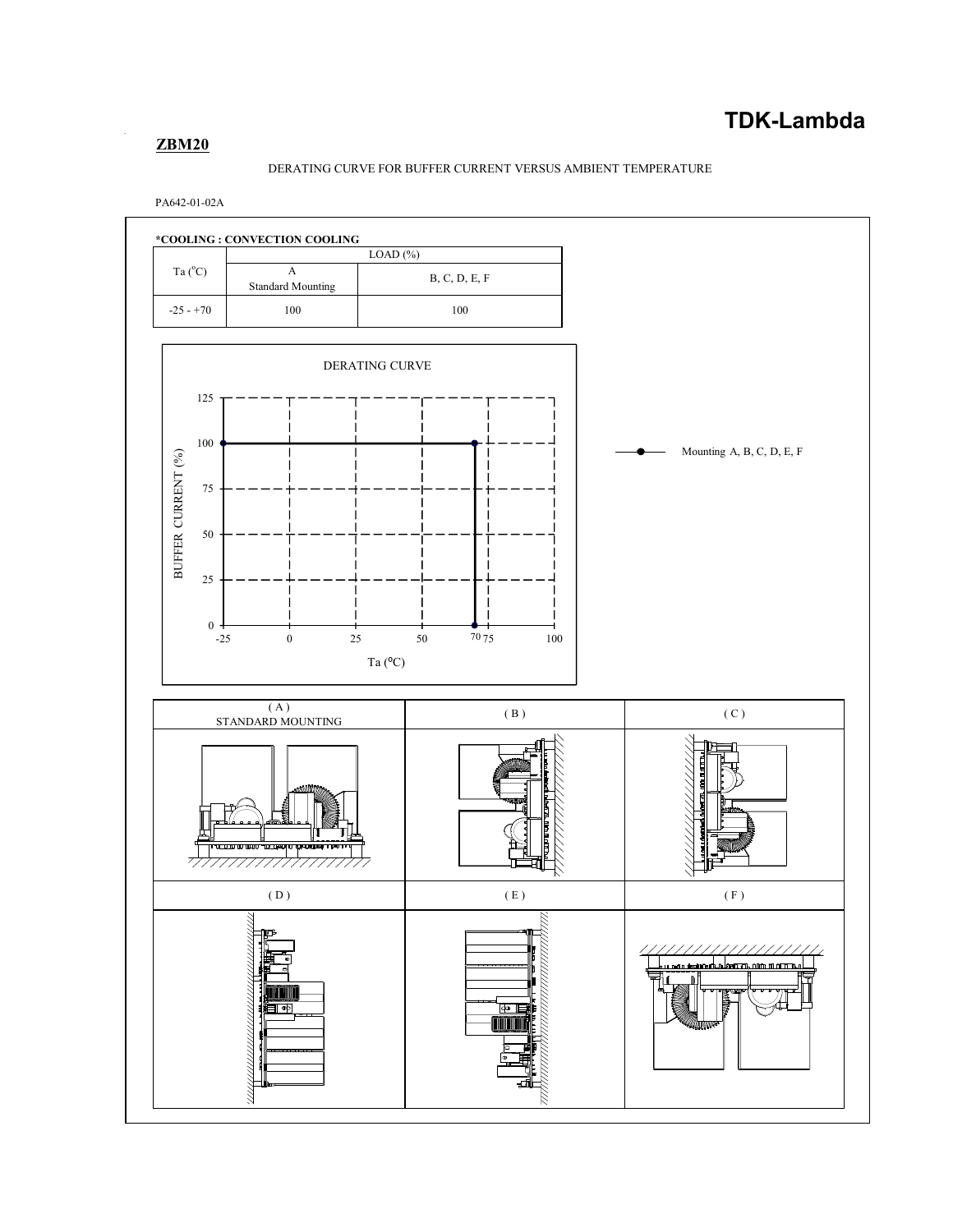**ZBM20**

DERATING CURVE FOR BUFFER CURRENT VERSUS AMBIENT TEMPERATURE

PA642-01-02A

**\*COOLING : CONVECTION COOLING**

| Ta (°C) | LOAD (%) | |
|---|---|---|
| | A Standard Mounting | B, C, D, E, F |
| -25 - +70 | 100 | 100 |

DERATING CURVE

BUFFER CURRENT (%)

Ta (°C)

Mounting A, B, C, D, E, F

| ( A ) STANDARD MOUNTING | ( B ) | ( C ) |
|---|---|---|
| ( D ) | ( E ) | ( F ) |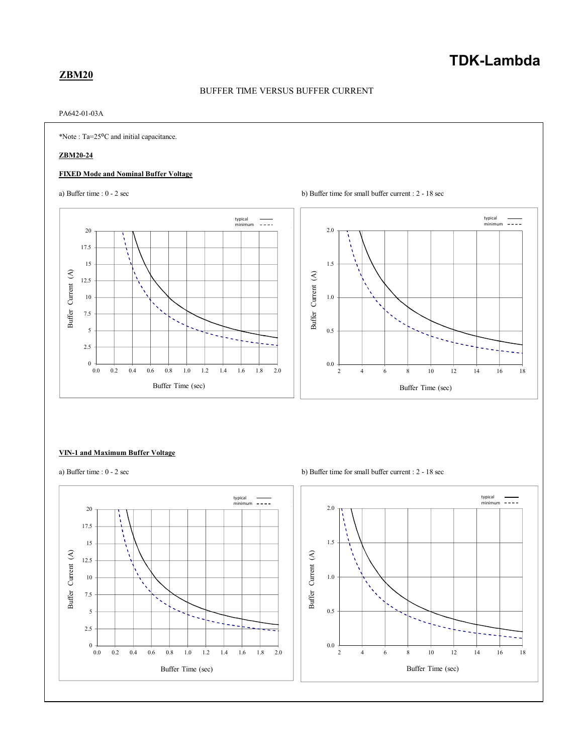## ZBM20

BUFFER TIME VERSUS BUFFER CURRENT

PA642-01-03A

*Note : Ta=25⁰C and initial capacitance.

**ZBM20-24**

**FIXED Mode and Nominal Buffer Voltage**

a) Buffer time : 0 - 2 sec

b) Buffer time for small buffer current : 2 - 18 sec

**VIN-1 and Maximum Buffer Voltage**

a) Buffer time : 0 - 2 sec

b) Buffer time for small buffer current : 2 - 18 sec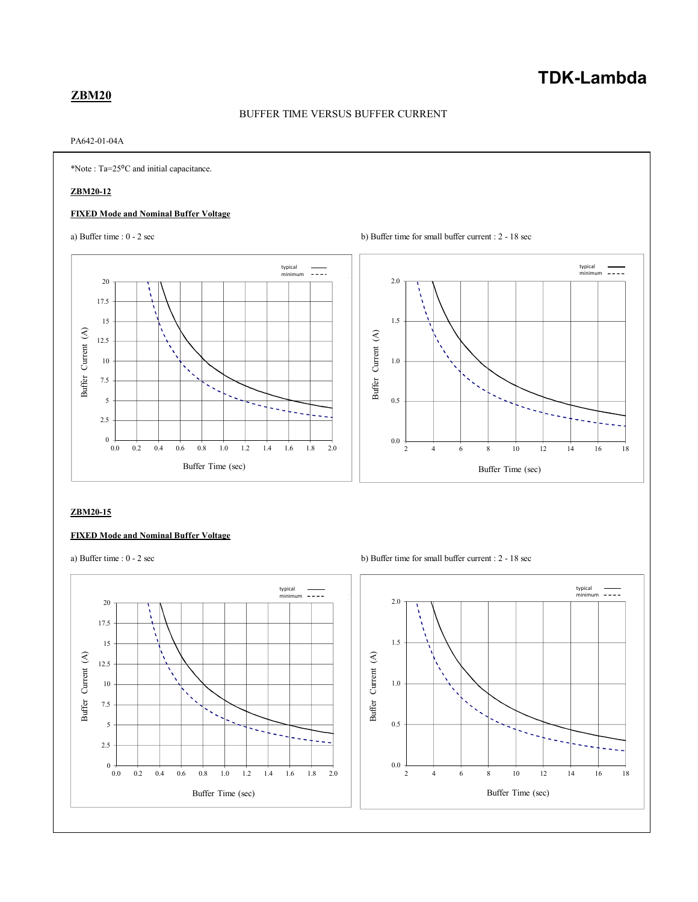**TDK-Lambda**

## ZBM20

BUFFER TIME VERSUS BUFFER CURRENT

PA642-01-04A

*Note : Ta=25°C and initial capacitance.

### ZBM20-12

**FIXED Mode and Nominal Buffer Voltage**

a) Buffer time : 0 - 2 sec

typical
minimum

Buffer Current (A)
20
17.5
15
12.5
10
7.5
5
2.5
0

Buffer Time (sec)
0.0 0.2 0.4 0.6 0.8 1.0 1.2 1.4 1.6 1.8 2.0

b) Buffer time for small buffer current : 2 - 18 sec

typical
minimum

Buffer Current (A)
2.0
1.5
1.0
0.5
0.0

Buffer Time (sec)
2 4 6 8 10 12 14 16 18

### ZBM20-15

**FIXED Mode and Nominal Buffer Voltage**

a) Buffer time : 0 - 2 sec

typical
minimum

Buffer Current (A)
20
17.5
15
12.5
10
7.5
5
2.5
0

Buffer Time (sec)
0.0 0.2 0.4 0.6 0.8 1.0 1.2 1.4 1.6 1.8 2.0

b) Buffer time for small buffer current : 2 - 18 sec

typical
minimum

Buffer Current (A)
2.0
1.5
1.0
0.5
0.0

Buffer Time (sec)
2 4 6 8 10 12 14 16 18